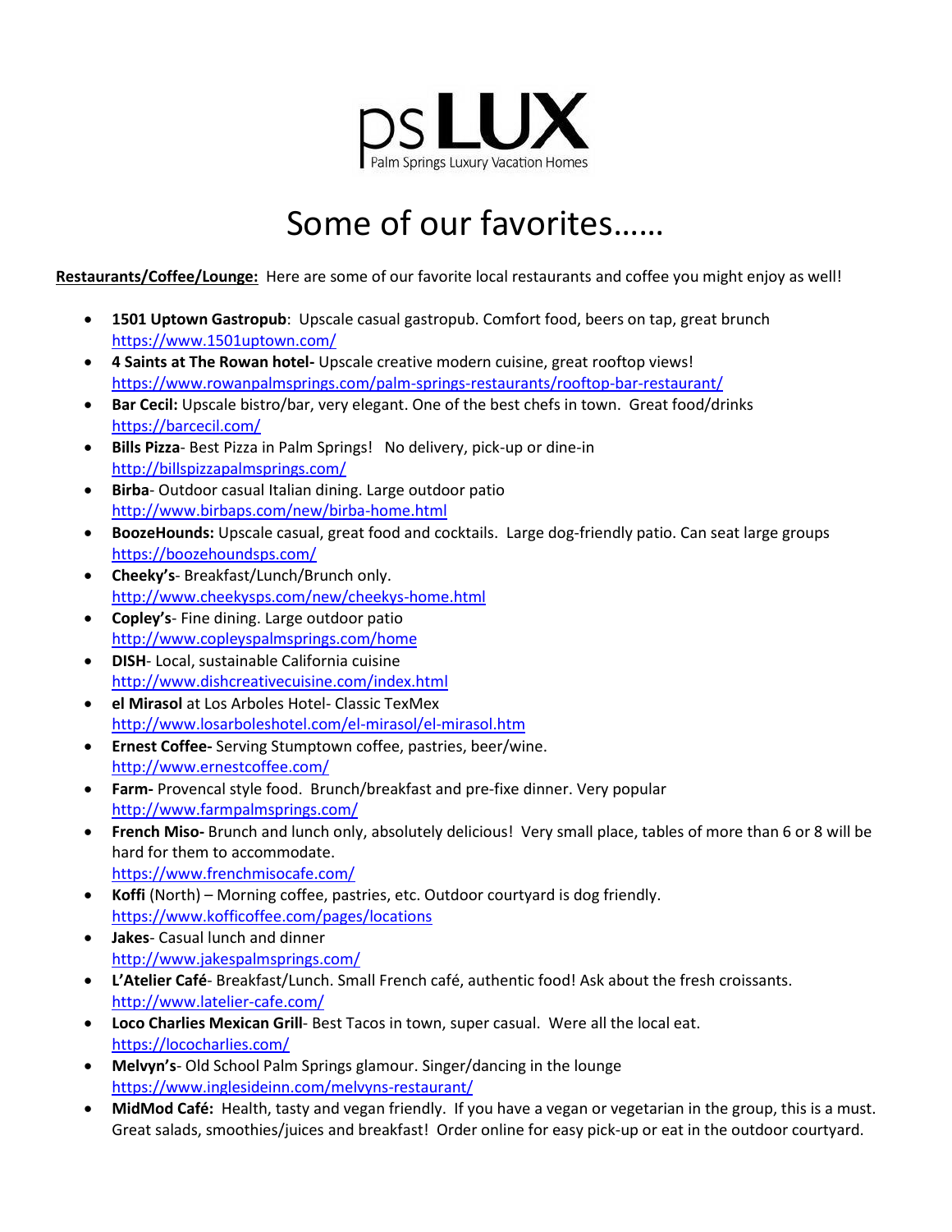**psLUX**
Palm Springs Luxury Vacation Homes

# Some of our favorites……

**Restaurants/Coffee/Lounge:** Here are some of our favorite local restaurants and coffee you might enjoy as well!

- **1501 Uptown Gastropub**: Upscale casual gastropub. Comfort food, beers on tap, great brunch
  https://www.1501uptown.com/
- **4 Saints at The Rowan hotel-** Upscale creative modern cuisine, great rooftop views!
  https://www.rowanpalmsprings.com/palm-springs-restaurants/rooftop-bar-restaurant/
- **Bar Cecil:** Upscale bistro/bar, very elegant. One of the best chefs in town. Great food/drinks
  https://barcecil.com/
- **Bills Pizza**- Best Pizza in Palm Springs! No delivery, pick-up or dine-in
  http://billspizzapalmsprings.com/
- **Birba**- Outdoor casual Italian dining. Large outdoor patio
  http://www.birbaps.com/new/birba-home.html
- **BoozeHounds:** Upscale casual, great food and cocktails. Large dog-friendly patio. Can seat large groups
  https://boozehoundsps.com/
- **Cheeky's**- Breakfast/Lunch/Brunch only.
  http://www.cheekysps.com/new/cheekys-home.html
- **Copley's**- Fine dining. Large outdoor patio
  http://www.copleyspalmsprings.com/home
- **DISH**- Local, sustainable California cuisine
  http://www.dishcreativecuisine.com/index.html
- **el Mirasol** at Los Arboles Hotel- Classic TexMex
  http://www.losarboleshotel.com/el-mirasol/el-mirasol.htm
- **Ernest Coffee-** Serving Stumptown coffee, pastries, beer/wine.
  http://www.ernestcoffee.com/
- **Farm-** Provencal style food. Brunch/breakfast and pre-fixe dinner. Very popular
  http://www.farmpalmsprings.com/
- **French Miso-** Brunch and lunch only, absolutely delicious! Very small place, tables of more than 6 or 8 will be hard for them to accommodate.
  https://www.frenchmisocafe.com/
- **Koffi** (North) – Morning coffee, pastries, etc. Outdoor courtyard is dog friendly.
  https://www.kofficoffee.com/pages/locations
- **Jakes**- Casual lunch and dinner
  http://www.jakespalmsprings.com/
- **L'Atelier Café**- Breakfast/Lunch. Small French café, authentic food! Ask about the fresh croissants.
  http://www.latelier-cafe.com/
- **Loco Charlies Mexican Grill**- Best Tacos in town, super casual. Were all the local eat.
  https://locochariles.com/
- **Melvyn's**- Old School Palm Springs glamour. Singer/dancing in the lounge
  https://www.inglesideinn.com/melvyns-restaurant/
- **MidMod Café:** Health, tasty and vegan friendly. If you have a vegan or vegetarian in the group, this is a must. Great salads, smoothies/juices and breakfast! Order online for easy pick-up or eat in the outdoor courtyard.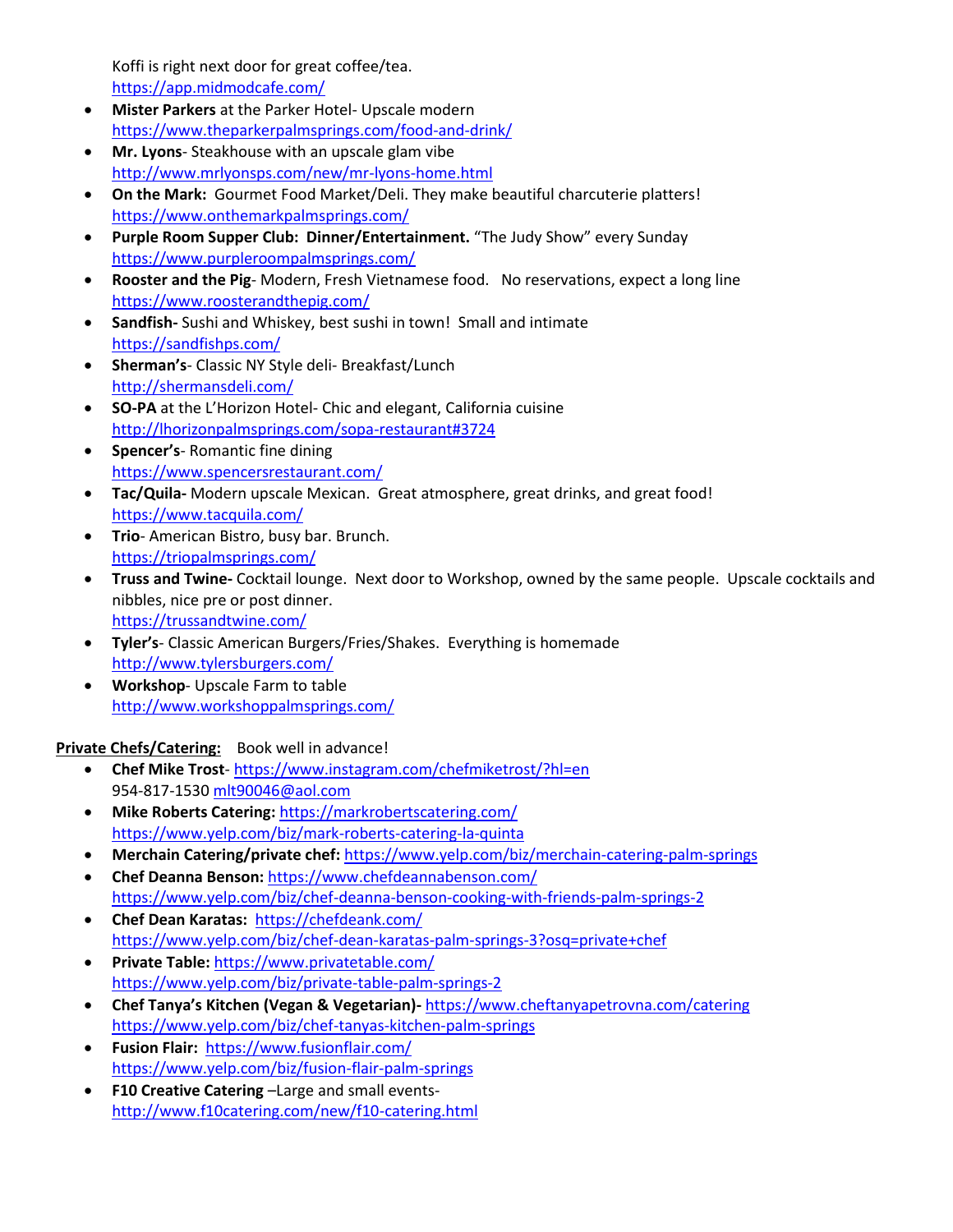Koffi is right next door for great coffee/tea.
https://app.midmodcafe.com/

- **Mister Parkers** at the Parker Hotel- Upscale modern
  https://www.theparkerpalmsprings.com/food-and-drink/
- **Mr. Lyons**- Steakhouse with an upscale glam vibe
  http://www.mrlyonsps.com/new/mr-lyons-home.html
- **On the Mark:** Gourmet Food Market/Deli. They make beautiful charcuterie platters!
  https://www.onthemarkpalmsprings.com/
- **Purple Room Supper Club: Dinner/Entertainment.** "The Judy Show" every Sunday
  https://www.purpleroompalmsprings.com/
- **Rooster and the Pig**- Modern, Fresh Vietnamese food. No reservations, expect a long line
  https://www.roosterandthepig.com/
- **Sandfish-** Sushi and Whiskey, best sushi in town! Small and intimate
  https://sandfishps.com/
- **Sherman's**- Classic NY Style deli- Breakfast/Lunch
  http://shermansdeli.com/
- **SO-PA** at the L'Horizon Hotel- Chic and elegant, California cuisine
  http://lhorizonpalmsprings.com/sopa-restaurant#3724
- **Spencer's**- Romantic fine dining
  https://www.spencersrestaurant.com/
- **Tac/Quila-** Modern upscale Mexican. Great atmosphere, great drinks, and great food!
  https://www.tacquila.com/
- **Trio**- American Bistro, busy bar. Brunch.
  https://triopalmsprings.com/
- **Truss and Twine-** Cocktail lounge. Next door to Workshop, owned by the same people. Upscale cocktails and nibbles, nice pre or post dinner.
  https://trussandtwine.com/
- **Tyler's**- Classic American Burgers/Fries/Shakes. Everything is homemade
  http://www.tylersburgers.com/
- **Workshop**- Upscale Farm to table
  http://www.workshoppalmsprings.com/

**Private Chefs/Catering:** Book well in advance!

- **Chef Mike Trost**- https://www.instagram.com/chefmiketrost/?hl=en
  954-817-1530 mlt90046@aol.com
- **Mike Roberts Catering:** https://markrobertscatering.com/
  https://www.yelp.com/biz/mark-roberts-catering-la-quinta
- **Merchain Catering/private chef:** https://www.yelp.com/biz/merchain-catering-palm-springs
- **Chef Deanna Benson:** https://www.chefdeannabenson.com/
  https://www.yelp.com/biz/chef-deanna-benson-cooking-with-friends-palm-springs-2
- **Chef Dean Karatas:** https://chefdeank.com/
  https://www.yelp.com/biz/chef-dean-karatas-palm-springs-3?osq=private+chef
- **Private Table:** https://www.privatetable.com/
  https://www.yelp.com/biz/private-table-palm-springs-2
- **Chef Tanya's Kitchen (Vegan & Vegetarian)-** https://www.cheftanyapetrovna.com/catering
  https://www.yelp.com/biz/chef-tanyas-kitchen-palm-springs
- **Fusion Flair:** https://www.fusionflair.com/
  https://www.yelp.com/biz/fusion-flair-palm-springs
- **F10 Creative Catering** –Large and small events-
  http://www.f10catering.com/new/f10-catering.html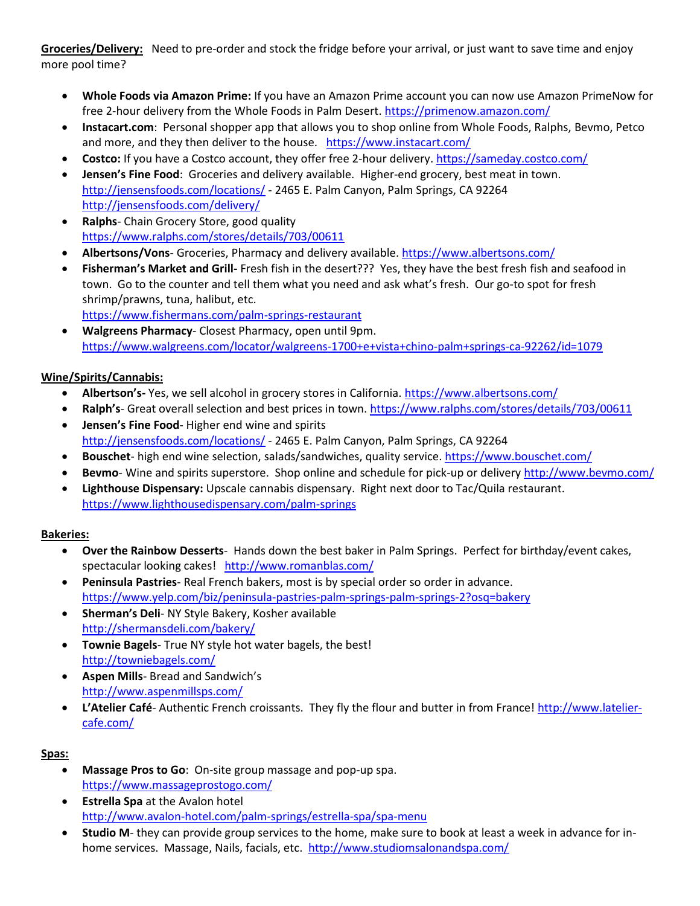**Groceries/Delivery:** Need to pre-order and stock the fridge before your arrival, or just want to save time and enjoy more pool time?

- **Whole Foods via Amazon Prime:** If you have an Amazon Prime account you can now use Amazon PrimeNow for free 2-hour delivery from the Whole Foods in Palm Desert. https://primenow.amazon.com/
- **Instacart.com**: Personal shopper app that allows you to shop online from Whole Foods, Ralphs, Bevmo, Petco and more, and they then deliver to the house. https://www.instacart.com/
- **Costco:** If you have a Costco account, they offer free 2-hour delivery. https://sameday.costco.com/
- **Jensen's Fine Food**: Groceries and delivery available. Higher-end grocery, best meat in town. http://jensensfoods.com/locations/ - 2465 E. Palm Canyon, Palm Springs, CA 92264 http://jensensfoods.com/delivery/
- **Ralphs**- Chain Grocery Store, good quality https://www.ralphs.com/stores/details/703/00611
- **Albertsons/Vons**- Groceries, Pharmacy and delivery available. https://www.albertsons.com/
- **Fisherman's Market and Grill-** Fresh fish in the desert??? Yes, they have the best fresh fish and seafood in town. Go to the counter and tell them what you need and ask what's fresh. Our go-to spot for fresh shrimp/prawns, tuna, halibut, etc. https://www.fishermans.com/palm-springs-restaurant
- **Walgreens Pharmacy**- Closest Pharmacy, open until 9pm. https://www.walgreens.com/locator/walgreens-1700+e+vista+chino-palm+springs-ca-92262/id=1079

**Wine/Spirits/Cannabis:**

- **Albertson's-** Yes, we sell alcohol in grocery stores in California. https://www.albertsons.com/
- **Ralph's**- Great overall selection and best prices in town. https://www.ralphs.com/stores/details/703/00611
- **Jensen's Fine Food**- Higher end wine and spirits http://jensensfoods.com/locations/ - 2465 E. Palm Canyon, Palm Springs, CA 92264
- **Bouschet**- high end wine selection, salads/sandwiches, quality service. https://www.bouschet.com/
- **Bevmo**- Wine and spirits superstore. Shop online and schedule for pick-up or delivery http://www.bevmo.com/
- **Lighthouse Dispensary:** Upscale cannabis dispensary. Right next door to Tac/Quila restaurant. https://www.lighthousedispensary.com/palm-springs

**Bakeries:**

- **Over the Rainbow Desserts**- Hands down the best baker in Palm Springs. Perfect for birthday/event cakes, spectacular looking cakes! http://www.romanblas.com/
- **Peninsula Pastries**- Real French bakers, most is by special order so order in advance. https://www.yelp.com/biz/peninsula-pastries-palm-springs-palm-springs-2?osq=bakery
- **Sherman's Deli**- NY Style Bakery, Kosher available http://shermansdeli.com/bakery/
- **Townie Bagels**- True NY style hot water bagels, the best! http://towniebagels.com/
- **Aspen Mills**- Bread and Sandwich's http://www.aspenmillsps.com/
- **L'Atelier Café**- Authentic French croissants. They fly the flour and butter in from France! http://www.latelier-cafe.com/

**Spas:**

- **Massage Pros to Go**: On-site group massage and pop-up spa. https://www.massageprostogo.com/
- **Estrella Spa** at the Avalon hotel http://www.avalon-hotel.com/palm-springs/estrella-spa/spa-menu
- **Studio M**- they can provide group services to the home, make sure to book at least a week in advance for in-home services. Massage, Nails, facials, etc. http://www.studiomsalonandspa.com/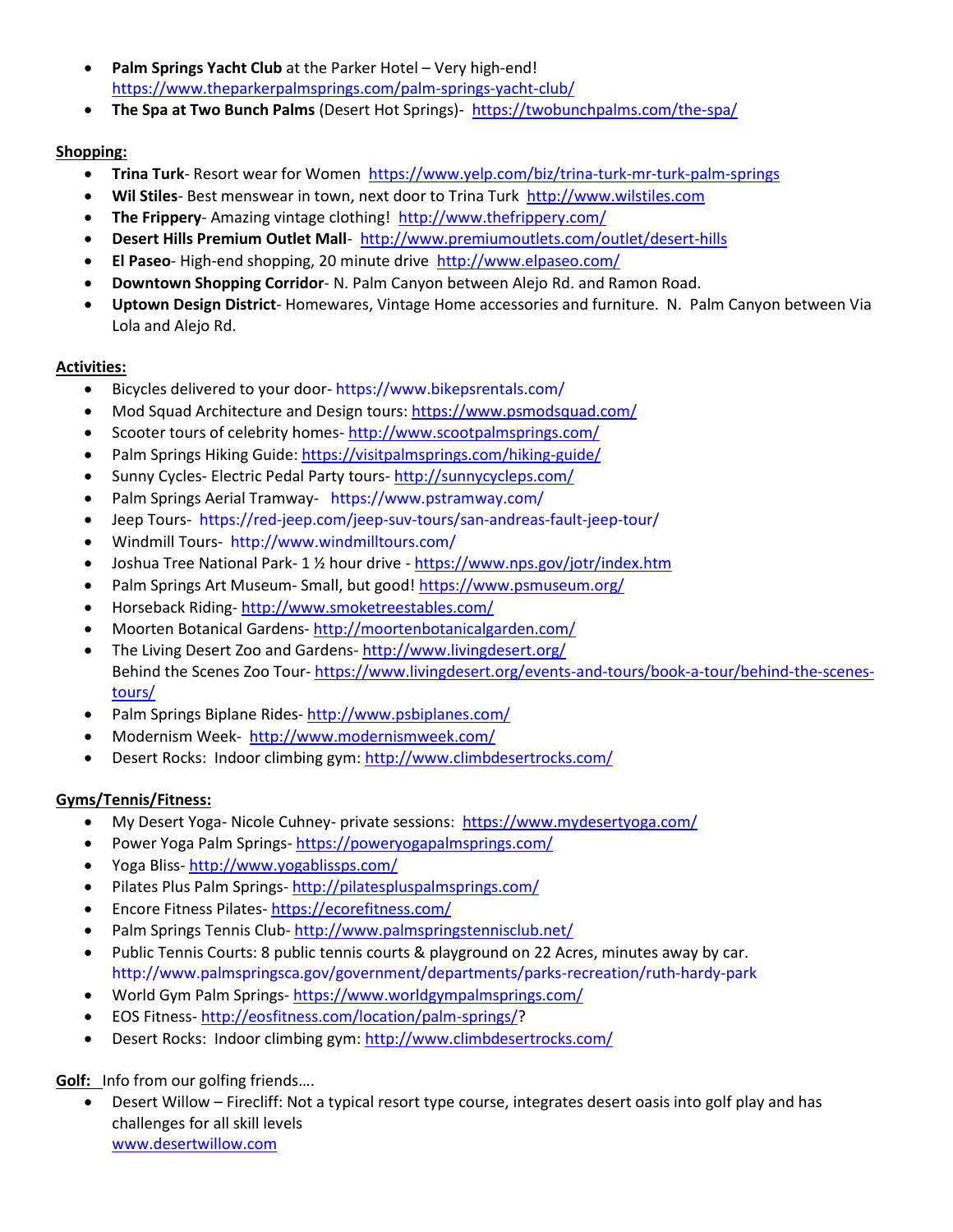- **Palm Springs Yacht Club** at the Parker Hotel – Very high-end! https://www.theparkerpalmsprings.com/palm-springs-yacht-club/
- **The Spa at Two Bunch Palms** (Desert Hot Springs)- https://twobunchpalms.com/the-spa/

**Shopping:**

- **Trina Turk**- Resort wear for Women https://www.yelp.com/biz/trina-turk-mr-turk-palm-springs
- **Wil Stiles**- Best menswear in town, next door to Trina Turk http://www.wilstiles.com
- **The Frippery**- Amazing vintage clothing! http://www.thefrippery.com/
- **Desert Hills Premium Outlet Mall**- http://www.premiumoutlets.com/outlet/desert-hills
- **El Paseo**- High-end shopping, 20 minute drive http://www.elpaseo.com/
- **Downtown Shopping Corridor**- N. Palm Canyon between Alejo Rd. and Ramon Road.
- **Uptown Design District**- Homewares, Vintage Home accessories and furniture. N. Palm Canyon between Via Lola and Alejo Rd.

**Activities:**

- Bicycles delivered to your door- https://www.bikepsrentals.com/
- Mod Squad Architecture and Design tours: https://www.psmodsquad.com/
- Scooter tours of celebrity homes- http://www.scootpalmsprings.com/
- Palm Springs Hiking Guide: https://visitpalmsprings.com/hiking-guide/
- Sunny Cycles- Electric Pedal Party tours- http://sunnycycleps.com/
- Palm Springs Aerial Tramway- https://www.pstramway.com/
- Jeep Tours- https://red-jeep.com/jeep-suv-tours/san-andreas-fault-jeep-tour/
- Windmill Tours- http://www.windmilltours.com/
- Joshua Tree National Park- 1 ½ hour drive - https://www.nps.gov/jotr/index.htm
- Palm Springs Art Museum- Small, but good! https://www.psmuseum.org/
- Horseback Riding- http://www.smoketreestables.com/
- Moorten Botanical Gardens- http://moortenbotanicalgarden.com/
- The Living Desert Zoo and Gardens- http://www.livingdesert.org/
  Behind the Scenes Zoo Tour- https://www.livingdesert.org/events-and-tours/book-a-tour/behind-the-scenes-tours/
- Palm Springs Biplane Rides- http://www.psbiplanes.com/
- Modernism Week- http://www.modernismweek.com/
- Desert Rocks: Indoor climbing gym: http://www.climbdesertrocks.com/

**Gyms/Tennis/Fitness:**

- My Desert Yoga- Nicole Cuhney- private sessions: https://www.mydesertyoga.com/
- Power Yoga Palm Springs- https://poweryogapalmsprings.com/
- Yoga Bliss- http://www.yogablissps.com/
- Pilates Plus Palm Springs- http://pilatespluspalmsprings.com/
- Encore Fitness Pilates- https://ecorefitness.com/
- Palm Springs Tennis Club- http://www.palmspringstennisclub.net/
- Public Tennis Courts: 8 public tennis courts & playground on 22 Acres, minutes away by car. http://www.palmspringsca.gov/government/departments/parks-recreation/ruth-hardy-park
- World Gym Palm Springs- https://www.worldgympalmsprings.com/
- EOS Fitness- http://eosfitness.com/location/palm-springs/?
- Desert Rocks: Indoor climbing gym: http://www.climbdesertrocks.com/

**Golf:** Info from our golfing friends….

- Desert Willow – Firecliff: Not a typical resort type course, integrates desert oasis into golf play and has challenges for all skill levels
  www.desertwillow.com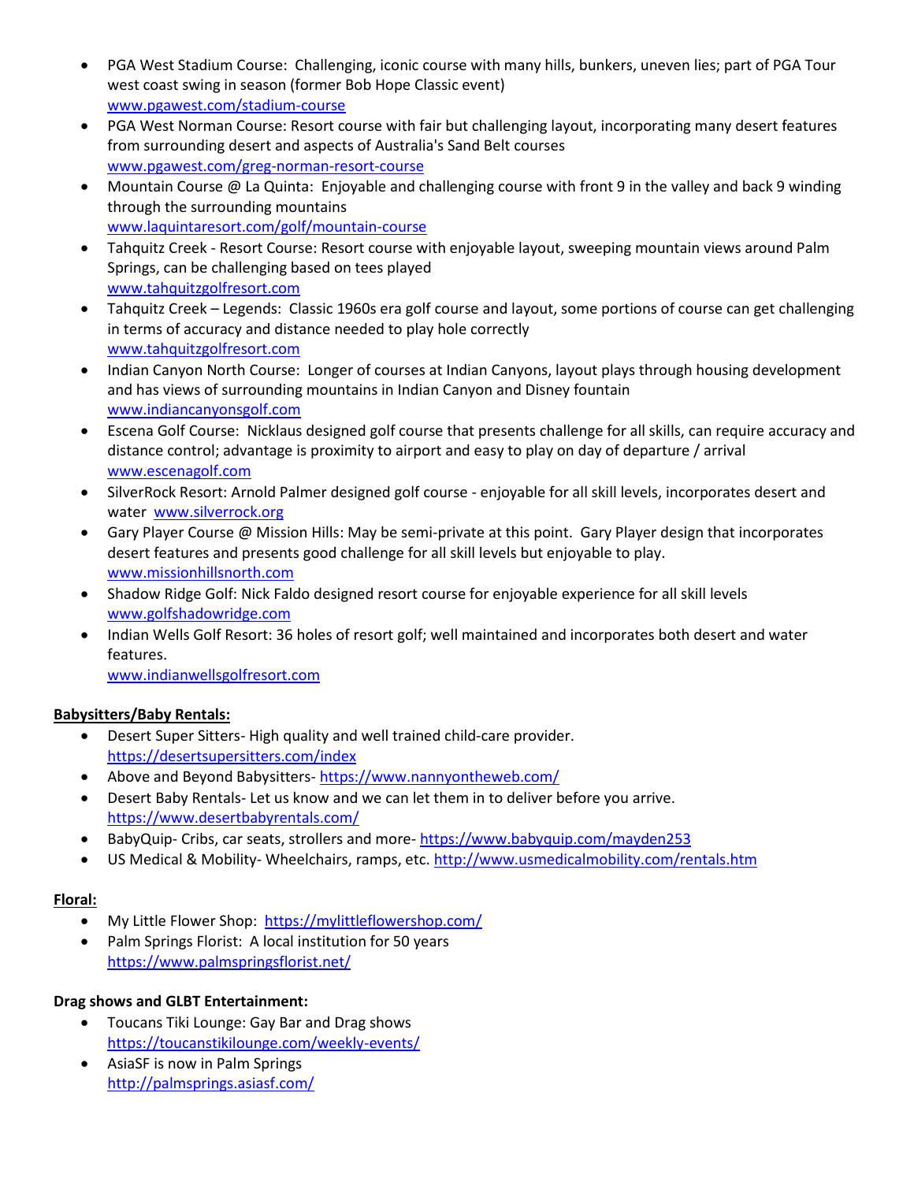- PGA West Stadium Course: Challenging, iconic course with many hills, bunkers, uneven lies; part of PGA Tour west coast swing in season (former Bob Hope Classic event)
  www.pgawest.com/stadium-course
- PGA West Norman Course: Resort course with fair but challenging layout, incorporating many desert features from surrounding desert and aspects of Australia's Sand Belt courses
  www.pgawest.com/greg-norman-resort-course
- Mountain Course @ La Quinta: Enjoyable and challenging course with front 9 in the valley and back 9 winding through the surrounding mountains
  www.laquintaresort.com/golf/mountain-course
- Tahquitz Creek - Resort Course: Resort course with enjoyable layout, sweeping mountain views around Palm Springs, can be challenging based on tees played
  www.tahquitzgolfresort.com
- Tahquitz Creek – Legends: Classic 1960s era golf course and layout, some portions of course can get challenging in terms of accuracy and distance needed to play hole correctly
  www.tahquitzgolfresort.com
- Indian Canyon North Course: Longer of courses at Indian Canyons, layout plays through housing development and has views of surrounding mountains in Indian Canyon and Disney fountain
  www.indiancanyonsgolf.com
- Escena Golf Course: Nicklaus designed golf course that presents challenge for all skills, can require accuracy and distance control; advantage is proximity to airport and easy to play on day of departure / arrival
  www.escenagolf.com
- SilverRock Resort: Arnold Palmer designed golf course - enjoyable for all skill levels, incorporates desert and water www.silverrock.org
- Gary Player Course @ Mission Hills: May be semi-private at this point. Gary Player design that incorporates desert features and presents good challenge for all skill levels but enjoyable to play.
  www.missionhillsnorth.com
- Shadow Ridge Golf: Nick Faldo designed resort course for enjoyable experience for all skill levels
  www.golfshadowridge.com
- Indian Wells Golf Resort: 36 holes of resort golf; well maintained and incorporates both desert and water features.
  www.indianwellsgolfresort.com

**Babysitters/Baby Rentals:**

- Desert Super Sitters- High quality and well trained child-care provider.
  https://desertsupersitters.com/index
- Above and Beyond Babysitters- https://www.nannyontheweb.com/
- Desert Baby Rentals- Let us know and we can let them in to deliver before you arrive.
  https://www.desertbabyrentals.com/
- BabyQuip- Cribs, car seats, strollers and more- https://www.babyquip.com/mayden253
- US Medical & Mobility- Wheelchairs, ramps, etc. http://www.usmedicalmobility.com/rentals.htm

**Floral:**

- My Little Flower Shop: https://mylittleflowershop.com/
- Palm Springs Florist: A local institution for 50 years
  https://www.palmspringsflorist.net/

**Drag shows and GLBT Entertainment:**

- Toucans Tiki Lounge: Gay Bar and Drag shows
  https://toucanstikilounge.com/weekly-events/
- AsiaSF is now in Palm Springs
  http://palmsprings.asiasf.com/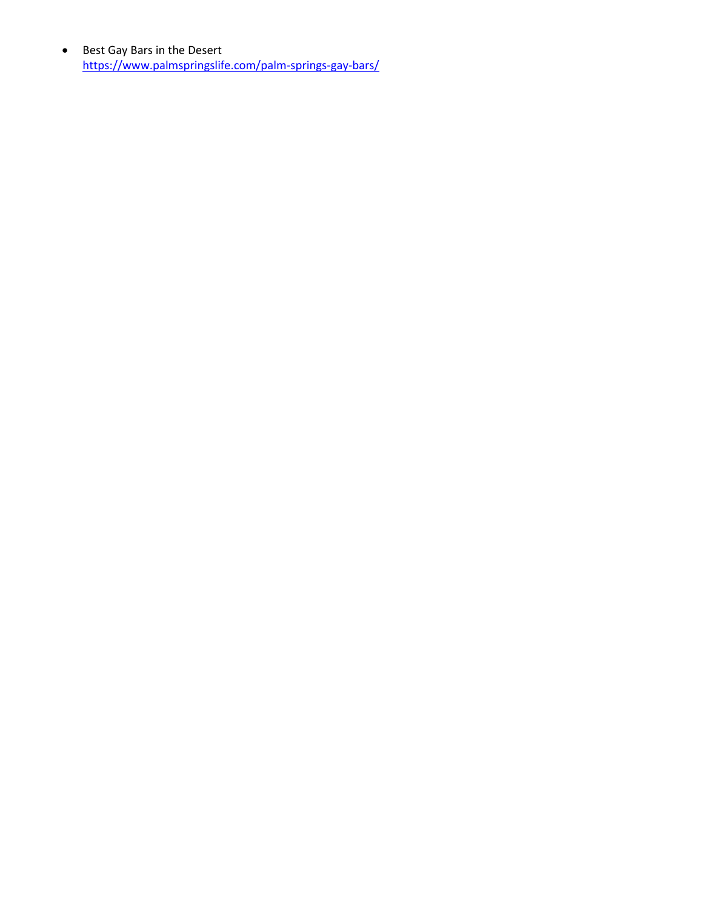- Best Gay Bars in the Desert
  https://www.palmspringslife.com/palm-springs-gay-bars/